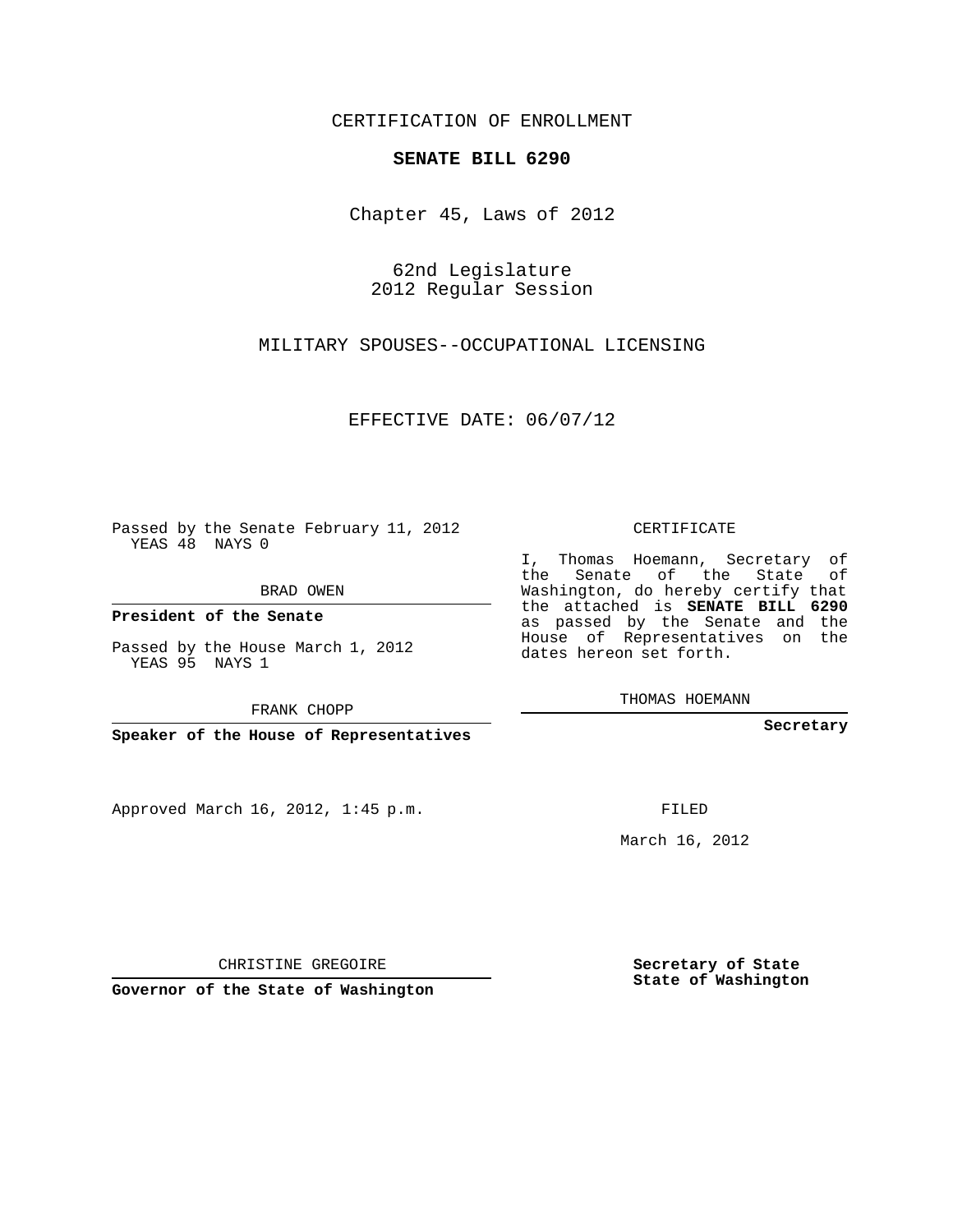CERTIFICATION OF ENROLLMENT

**SENATE BILL 6290**

Chapter 45, Laws of 2012

62nd Legislature
2012 Regular Session

MILITARY SPOUSES--OCCUPATIONAL LICENSING

EFFECTIVE DATE: 06/07/12

Passed by the Senate February 11, 2012
YEAS 48 NAYS 0

BRAD OWEN

**President of the Senate**

Passed by the House March 1, 2012
YEAS 95 NAYS 1

FRANK CHOPP

**Speaker of the House of Representatives**

CERTIFICATE

I, Thomas Hoemann, Secretary of the Senate of the State of Washington, do hereby certify that the attached is **SENATE BILL 6290** as passed by the Senate and the House of Representatives on the dates hereon set forth.

THOMAS HOEMANN

**Secretary**

Approved March 16, 2012, 1:45 p.m.

FILED

March 16, 2012

CHRISTINE GREGOIRE

**Governor of the State of Washington**

**Secretary of State**
**State of Washington**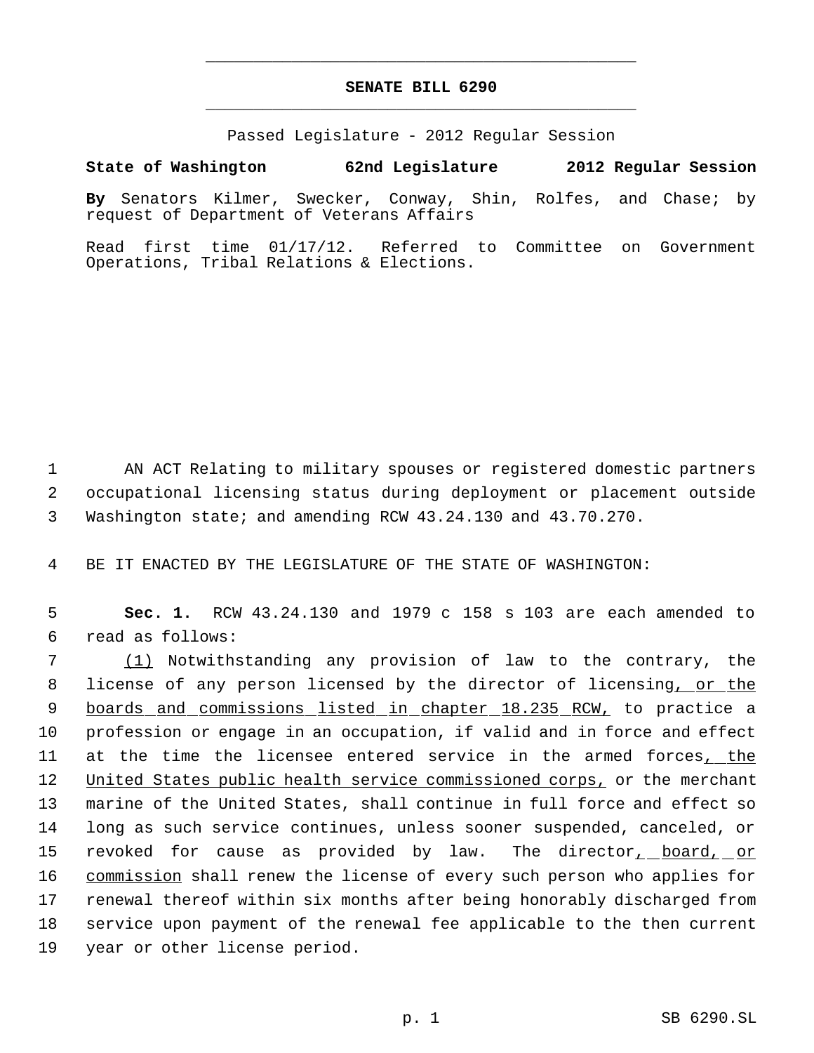# SENATE BILL 6290

Passed Legislature - 2012 Regular Session

**State of Washington 62nd Legislature 2012 Regular Session**

**By** Senators Kilmer, Swecker, Conway, Shin, Rolfes, and Chase; by request of Department of Veterans Affairs

Read first time 01/17/12. Referred to Committee on Government Operations, Tribal Relations & Elections.

AN ACT Relating to military spouses or registered domestic partners occupational licensing status during deployment or placement outside Washington state; and amending RCW 43.24.130 and 43.70.270.

BE IT ENACTED BY THE LEGISLATURE OF THE STATE OF WASHINGTON:

**Sec. 1.** RCW 43.24.130 and 1979 c 158 s 103 are each amended to read as follows:

(1) Notwithstanding any provision of law to the contrary, the license of any person licensed by the director of licensing, or the boards and commissions listed in chapter 18.235 RCW, to practice a profession or engage in an occupation, if valid and in force and effect at the time the licensee entered service in the armed forces, the United States public health service commissioned corps, or the merchant marine of the United States, shall continue in full force and effect so long as such service continues, unless sooner suspended, canceled, or revoked for cause as provided by law. The director, board, or commission shall renew the license of every such person who applies for renewal thereof within six months after being honorably discharged from service upon payment of the renewal fee applicable to the then current year or other license period.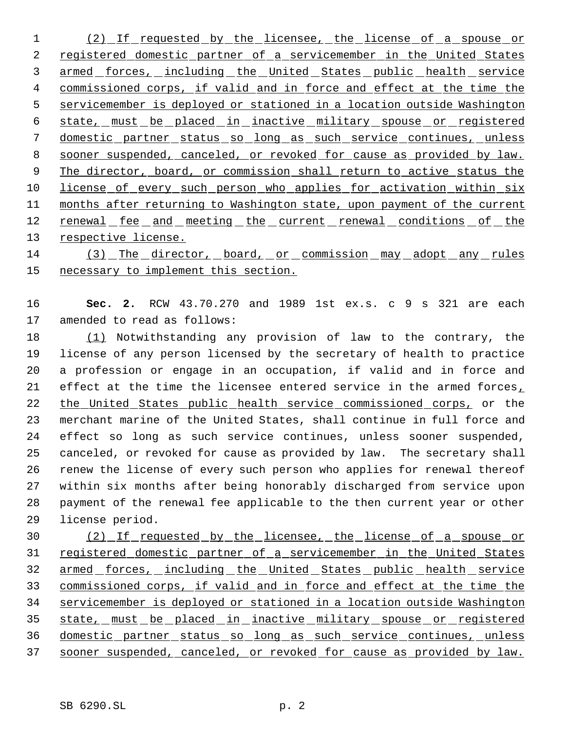(2) If requested by the licensee, the license of a spouse or registered domestic partner of a servicemember in the United States armed forces, including the United States public health service commissioned corps, if valid and in force and effect at the time the servicemember is deployed or stationed in a location outside Washington state, must be placed in inactive military spouse or registered domestic partner status so long as such service continues, unless sooner suspended, canceled, or revoked for cause as provided by law. The director, board, or commission shall return to active status the license of every such person who applies for activation within six months after returning to Washington state, upon payment of the current renewal fee and meeting the current renewal conditions of the respective license.

(3) The director, board, or commission may adopt any rules necessary to implement this section.

**Sec. 2.** RCW 43.70.270 and 1989 1st ex.s. c 9 s 321 are each amended to read as follows:

(1) Notwithstanding any provision of law to the contrary, the license of any person licensed by the secretary of health to practice a profession or engage in an occupation, if valid and in force and effect at the time the licensee entered service in the armed forces, the United States public health service commissioned corps, or the merchant marine of the United States, shall continue in full force and effect so long as such service continues, unless sooner suspended, canceled, or revoked for cause as provided by law. The secretary shall renew the license of every such person who applies for renewal thereof within six months after being honorably discharged from service upon payment of the renewal fee applicable to the then current year or other license period.

(2) If requested by the licensee, the license of a spouse or registered domestic partner of a servicemember in the United States armed forces, including the United States public health service commissioned corps, if valid and in force and effect at the time the servicemember is deployed or stationed in a location outside Washington state, must be placed in inactive military spouse or registered domestic partner status so long as such service continues, unless sooner suspended, canceled, or revoked for cause as provided by law.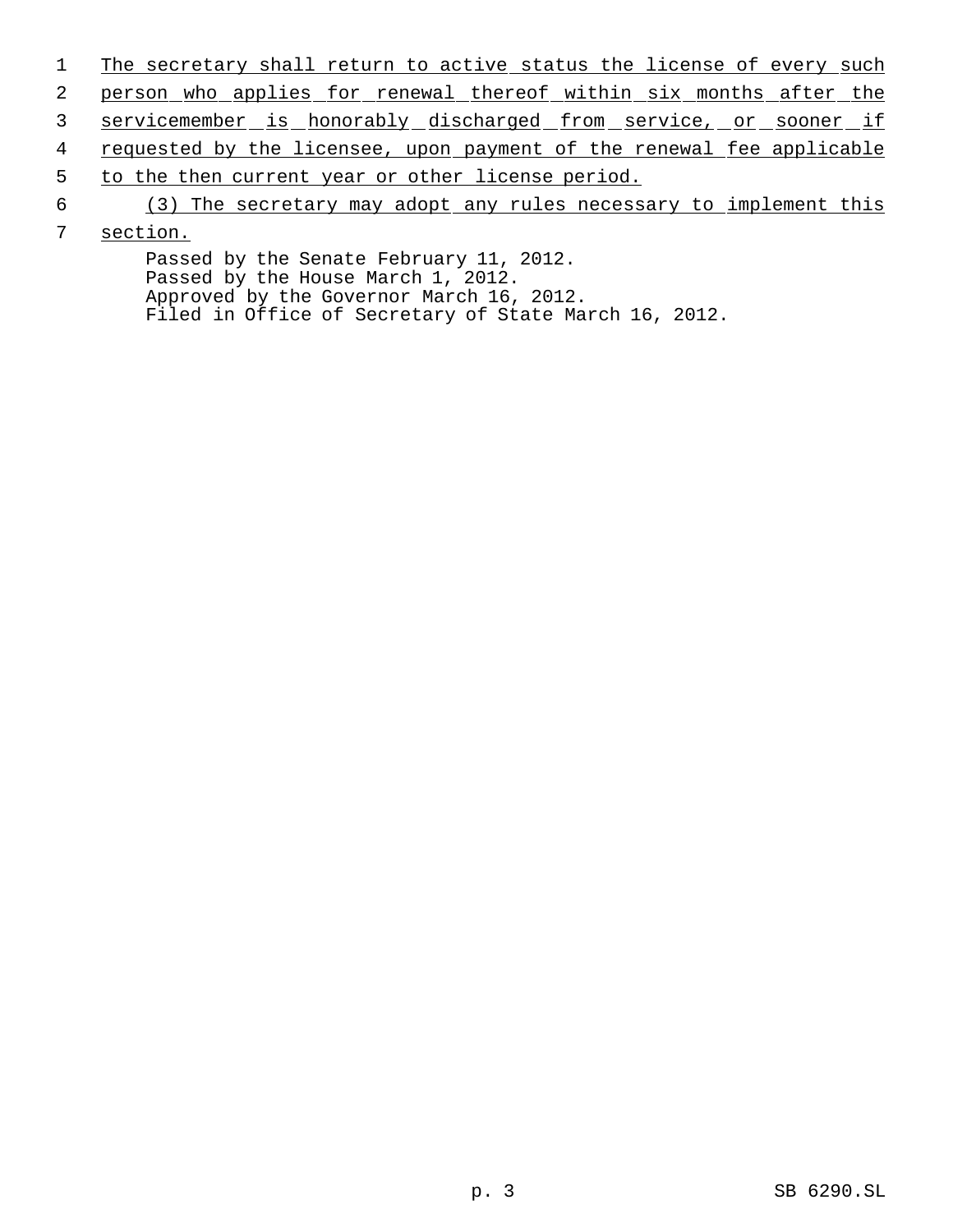The secretary shall return to active status the license of every such person who applies for renewal thereof within six months after the servicemember is honorably discharged from service, or sooner if requested by the licensee, upon payment of the renewal fee applicable to the then current year or other license period.

(3) The secretary may adopt any rules necessary to implement this section.

Passed by the Senate February 11, 2012.
Passed by the House March 1, 2012.
Approved by the Governor March 16, 2012.
Filed in Office of Secretary of State March 16, 2012.